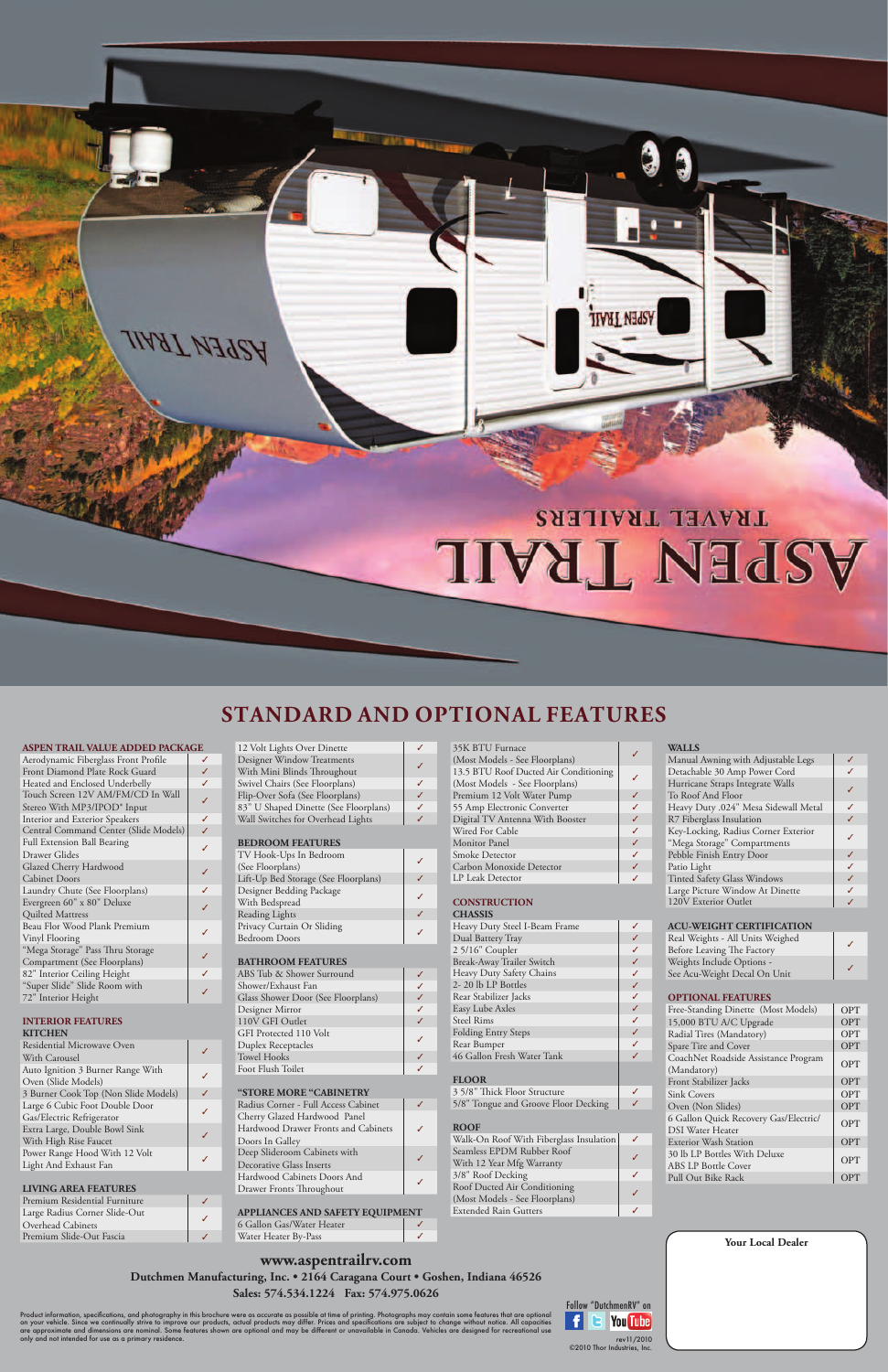# STANDARD AND OPTIONAL FEATURES

| ASPEN TRAIL VALUE ADDED PACKAGE | |
|---|---|
| Aerodynamic Fiberglass Front Profile | ✓ |
| Front Diamond Plate Rock Guard | ✓ |
| Heated and Enclosed Underbelly | ✓ |
| Touch Screen 12V AM/FM/CD In Wall Stereo With MP3/IPOD* Input | ✓ |
| Interior and Exterior Speakers | ✓ |
| Central Command Center (Slide Models) | ✓ |
| Full Extension Ball Bearing Drawer Glides | ✓ |
| Glazed Cherry Hardwood Cabinet Doors | ✓ |
| Laundry Chute (See Floorplans) | ✓ |
| Evergreen 60" x 80" Deluxe Quilted Mattress | ✓ |
| Beau Flor Wood Plank Premium Vinyl Flooring | ✓ |
| "Mega Storage" Pass Thru Storage Compartment (See Floorplans) | ✓ |
| 82" Interior Ceiling Height | ✓ |
| "Super Slide" Slide Room with 72" Interior Height | ✓ |

| INTERIOR FEATURES – KITCHEN | |
|---|---|
| Residential Microwave Oven With Carousel | ✓ |
| Auto Ignition 3 Burner Range With Oven (Slide Models) | ✓ |
| 3 Burner Cook Top (Non Slide Models) | ✓ |
| Large 6 Cubic Foot Double Door Gas/Electric Refrigerator | ✓ |
| Extra Large, Double Bowl Sink With High Rise Faucet | ✓ |
| Power Range Hood With 12 Volt Light And Exhaust Fan | ✓ |

| LIVING AREA FEATURES | |
|---|---|
| Premium Residential Furniture | ✓ |
| Large Radius Corner Slide-Out Overhead Cabinets | ✓ |
| Premium Slide-Out Fascia | ✓ |
| 12 Volt Lights Over Dinette | ✓ |
| Designer Window Treatments With Mini Blinds Throughout | ✓ |
| Swivel Chairs (See Floorplans) | ✓ |
| Flip-Over Sofa (See Floorplans) | ✓ |
| 83" U Shaped Dinette (See Floorplans) | ✓ |
| Wall Switches for Overhead Lights | ✓ |

| BEDROOM FEATURES | |
|---|---|
| TV Hook-Ups In Bedroom (See Floorplans) | ✓ |
| Lift-Up Bed Storage (See Floorplans) | ✓ |
| Designer Bedding Package With Bedspread | ✓ |
| Reading Lights | ✓ |
| Privacy Curtain Or Sliding Bedroom Doors | ✓ |

| BATHROOM FEATURES | |
|---|---|
| ABS Tub & Shower Surround | ✓ |
| Shower/Exhaust Fan | ✓ |
| Glass Shower Door (See Floorplans) | ✓ |
| Designer Mirror | ✓ |
| 110V GFI Outlet | ✓ |
| GFI Protected 110 Volt Duplex Receptacles | ✓ |
| Towel Hooks | ✓ |
| Foot Flush Toilet | ✓ |

| "STORE MORE "CABINETRY | |
|---|---|
| Radius Corner - Full Access Cabinet | ✓ |
| Cherry Glazed Hardwood Panel Hardwood Drawer Fronts and Cabinets Doors In Galley | ✓ |
| Deep Slideroom Cabinets with Decorative Glass Inserts | ✓ |
| Hardwood Cabinets Doors And Drawer Fronts Throughout | ✓ |

| APPLIANCES AND SAFETY EQUIPMENT | |
|---|---|
| 6 Gallon Gas/Water Heater | ✓ |
| Water Heater By-Pass | ✓ |
| 35K BTU Furnace (Most Models - See Floorplans) | ✓ |
| 13.5 BTU Roof Ducted Air Conditioning (Most Models - See Floorplans) | ✓ |
| Premium 12 Volt Water Pump | ✓ |
| 55 Amp Electronic Converter | ✓ |
| Digital TV Antenna With Booster | ✓ |
| Wired For Cable | ✓ |
| Monitor Panel | ✓ |
| Smoke Detector | ✓ |
| Carbon Monoxide Detector | ✓ |
| LP Leak Detector | ✓ |

| CONSTRUCTION – CHASSIS | |
|---|---|
| Heavy Duty Steel I-Beam Frame | ✓ |
| Dual Battery Tray | ✓ |
| 2 5/16" Coupler | ✓ |
| Break-Away Trailer Switch | ✓ |
| Heavy Duty Safety Chains | ✓ |
| 2- 20 lb LP Bottles | ✓ |
| Rear Stabilizer Jacks | ✓ |
| Easy Lube Axles | ✓ |
| Steel Rims | ✓ |
| Folding Entry Steps | ✓ |
| Rear Bumper | ✓ |
| 46 Gallon Fresh Water Tank | ✓ |

| FLOOR | |
|---|---|
| 3 5/8" Thick Floor Structure | ✓ |
| 5/8" Tongue and Groove Floor Decking | ✓ |

| ROOF | |
|---|---|
| Walk-On Roof With Fiberglass Insulation | ✓ |
| Seamless EPDM Rubber Roof With 12 Year Mfg Warranty | ✓ |
| 3/8" Roof Decking | ✓ |
| Roof Ducted Air Conditioning (Most Models - See Floorplans) | ✓ |
| Extended Rain Gutters | ✓ |

| WALLS | |
|---|---|
| Manual Awning with Adjustable Legs | ✓ |
| Detachable 30 Amp Power Cord | ✓ |
| Hurricane Straps Integrate Walls To Roof And Floor | ✓ |
| Heavy Duty .024" Mesa Sidewall Metal | ✓ |
| R7 Fiberglass Insulation | ✓ |
| Key-Locking, Radius Corner Exterior "Mega Storage" Compartments | ✓ |
| Pebble Finish Entry Door | ✓ |
| Patio Light | ✓ |
| Tinted Safety Glass Windows | ✓ |
| Large Picture Window At Dinette | ✓ |
| 120V Exterior Outlet | ✓ |

| ACU-WEIGHT CERTIFICATION | |
|---|---|
| Real Weights - All Units Weighed Before Leaving The Factory | ✓ |
| Weights Include Options - See Acu-Weight Decal On Unit | ✓ |

| OPTIONAL FEATURES | |
|---|---|
| Free-Standing Dinette (Most Models) | OPT |
| 15,000 BTU A/C Upgrade | OPT |
| Radial Tires (Mandatory) | OPT |
| Spare Tire and Cover | OPT |
| CoachNet Roadside Assistance Program (Mandatory) | OPT |
| Front Stabilizer Jacks | OPT |
| Sink Covers | OPT |
| Oven (Non Slides) | OPT |
| 6 Gallon Quick Recovery Gas/Electric/ DSI Water Heater | OPT |
| Exterior Wash Station | OPT |
| 30 lb LP Bottles With Deluxe ABS LP Bottle Cover | OPT |
| Pull Out Bike Rack | OPT |

**Your Local Dealer**

**www.aspentrailrv.com**

**Dutchmen Manufacturing, Inc. • 2164 Caragana Court • Goshen, Indiana 46526**

**Sales: 574.534.1224 Fax: 574.975.0626**

Product information, specifications, and photography in this brochure were as accurate as possible at time of printing. Photographs may contain some features that are optional on your vehicle. Since we continually strive to improve our products, actual products may differ. Prices and specifications are subject to change without notice. All capacities are approximate and dimensions are nominal. Some features shown are optional and may be different or unavailable in Canada. Vehicles are designed for recreational use only and not intended for use as a primary residence.

Follow "DutchmenRV" on

rev11/2010
©2010 Thor Industries, Inc.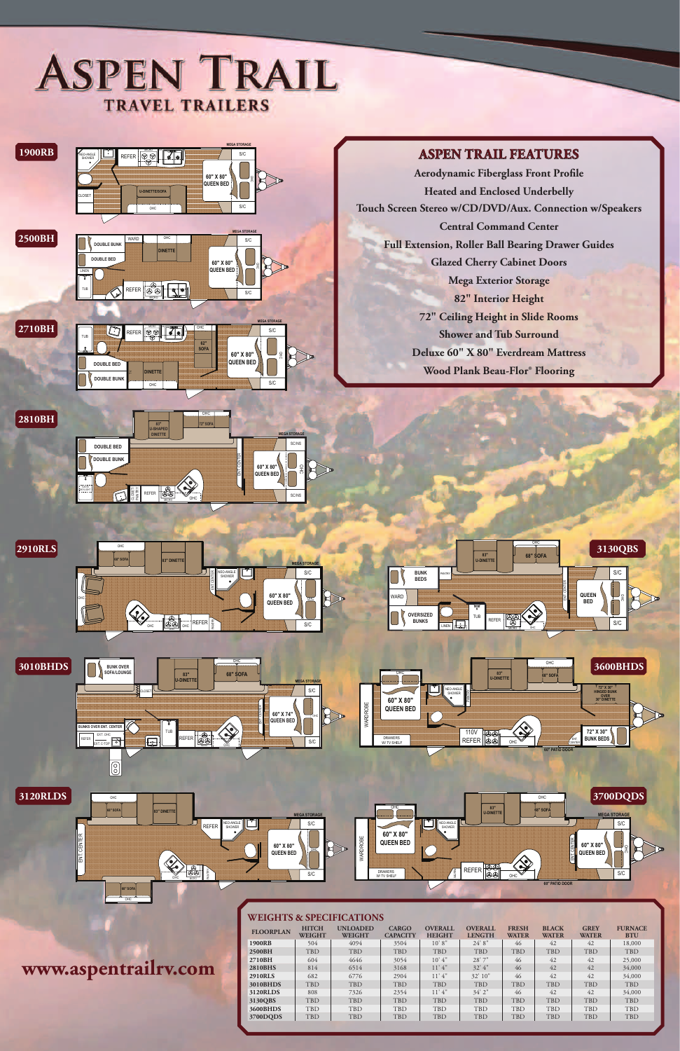# ASPEN TRAIL

## TRAVEL TRAILERS

1900RB

2500BH

2710BH

2810BH

2910RLS

3130QBS

3010BHDS

3600BHDS

3120RLDS

3700DQDS

## ASPEN TRAIL FEATURES

Aerodynamic Fiberglass Front Profile

Heated and Enclosed Underbelly

Touch Screen Stereo w/CD/DVD/Aux. Connection w/Speakers

Central Command Center

Full Extension, Roller Ball Bearing Drawer Guides

Glazed Cherry Cabinet Doors

Mega Exterior Storage

82" Interior Height

72" Ceiling Height in Slide Rooms

Shower and Tub Surround

Deluxe 60" X 80" Everdream Mattress

Wood Plank Beau-Flor® Flooring

www.aspentrailrv.com

## WEIGHTS & SPECIFICATIONS

| FLOORPLAN | HITCH WEIGHT | UNLOADED WEIGHT | CARGO CAPACITY | OVERALL HEIGHT | OVERALL LENGTH | FRESH WATER | BLACK WATER | GREY WATER | FURNACE BTU |
|---|---|---|---|---|---|---|---|---|---|
| 1900RB | 504 | 4094 | 3504 | 10' 8" | 24' 8" | 46 | 42 | 42 | 18,000 |
| 2500BH | TBD | TBD | TBD | TBD | TBD | TBD | TBD | TBD | TBD |
| 2710BH | 604 | 4646 | 3054 | 10' 4" | 28' 7" | 46 | 42 | 42 | 25,000 |
| 2810BHS | 814 | 6514 | 3168 | 11' 4" | 32' 4" | 46 | 42 | 42 | 34,000 |
| 2910RLS | 682 | 6776 | 2904 | 11' 4" | 32' 10" | 46 | 42 | 42 | 34,000 |
| 3010BHDS | TBD | TBD | TBD | TBD | TBD | TBD | TBD | TBD | TBD |
| 3120RLDS | 808 | 7326 | 2354 | 11' 4" | 34' 2" | 46 | 42 | 42 | 34,000 |
| 3130QBS | TBD | TBD | TBD | TBD | TBD | TBD | TBD | TBD | TBD |
| 3600BHDS | TBD | TBD | TBD | TBD | TBD | TBD | TBD | TBD | TBD |
| 3700DQDS | TBD | TBD | TBD | TBD | TBD | TBD | TBD | TBD | TBD |